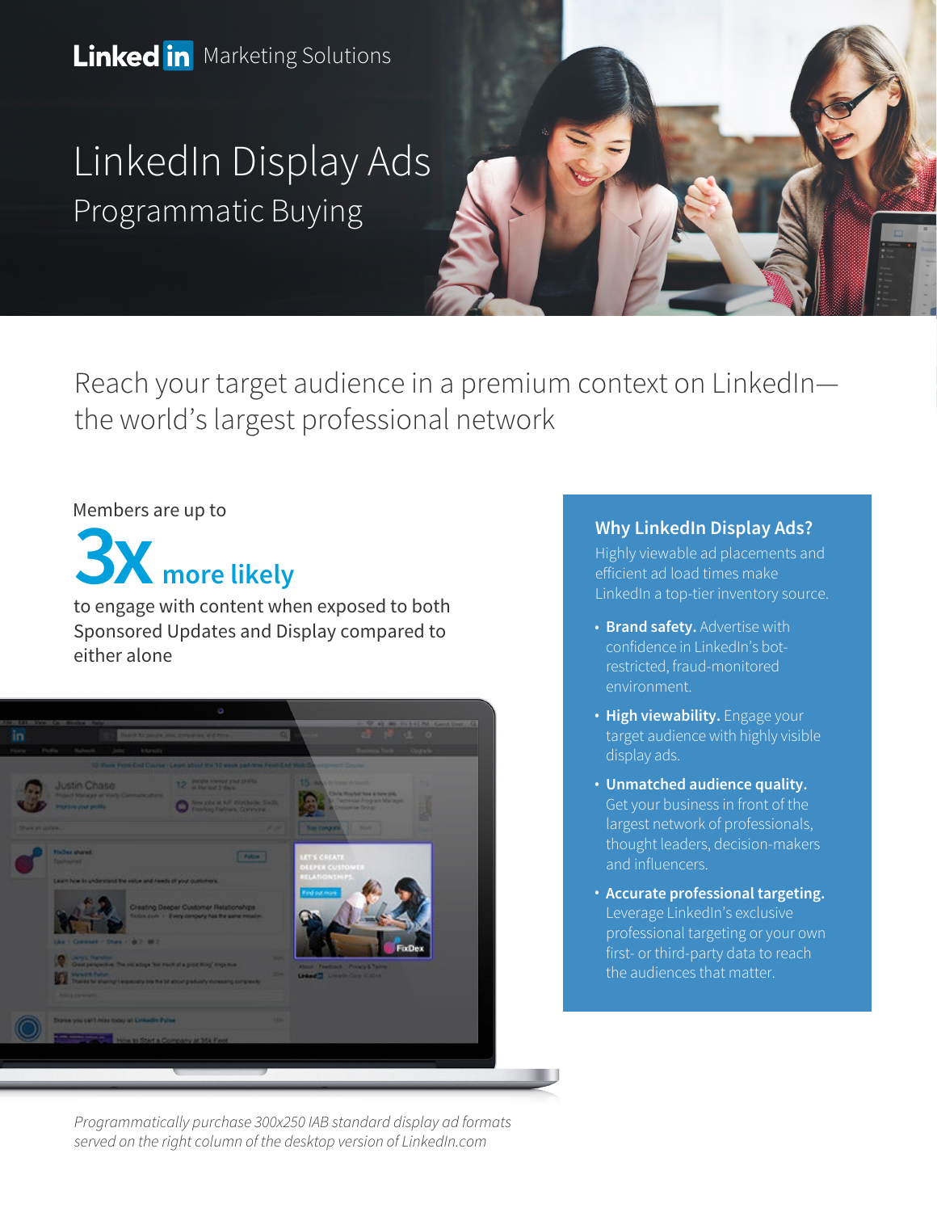LinkedIn Marketing Solutions

# LinkedIn Display Ads

## Programmatic Buying

Reach your target audience in a premium context on LinkedIn—the world's largest professional network

Members are up to

**3X more likely**

to engage with content when exposed to both Sponsored Updates and Display compared to either alone

*Programmatically purchase 300x250 IAB standard display ad formats served on the right column of the desktop version of LinkedIn.com*

### Why LinkedIn Display Ads?

Highly viewable ad placements and efficient ad load times make LinkedIn a top-tier inventory source.

- **Brand safety.** Advertise with confidence in LinkedIn's bot-restricted, fraud-monitored environment.
- **High viewability.** Engage your target audience with highly visible display ads.
- **Unmatched audience quality.** Get your business in front of the largest network of professionals, thought leaders, decision-makers and influencers.
- **Accurate professional targeting.** Leverage LinkedIn's exclusive professional targeting or your own first- or third-party data to reach the audiences that matter.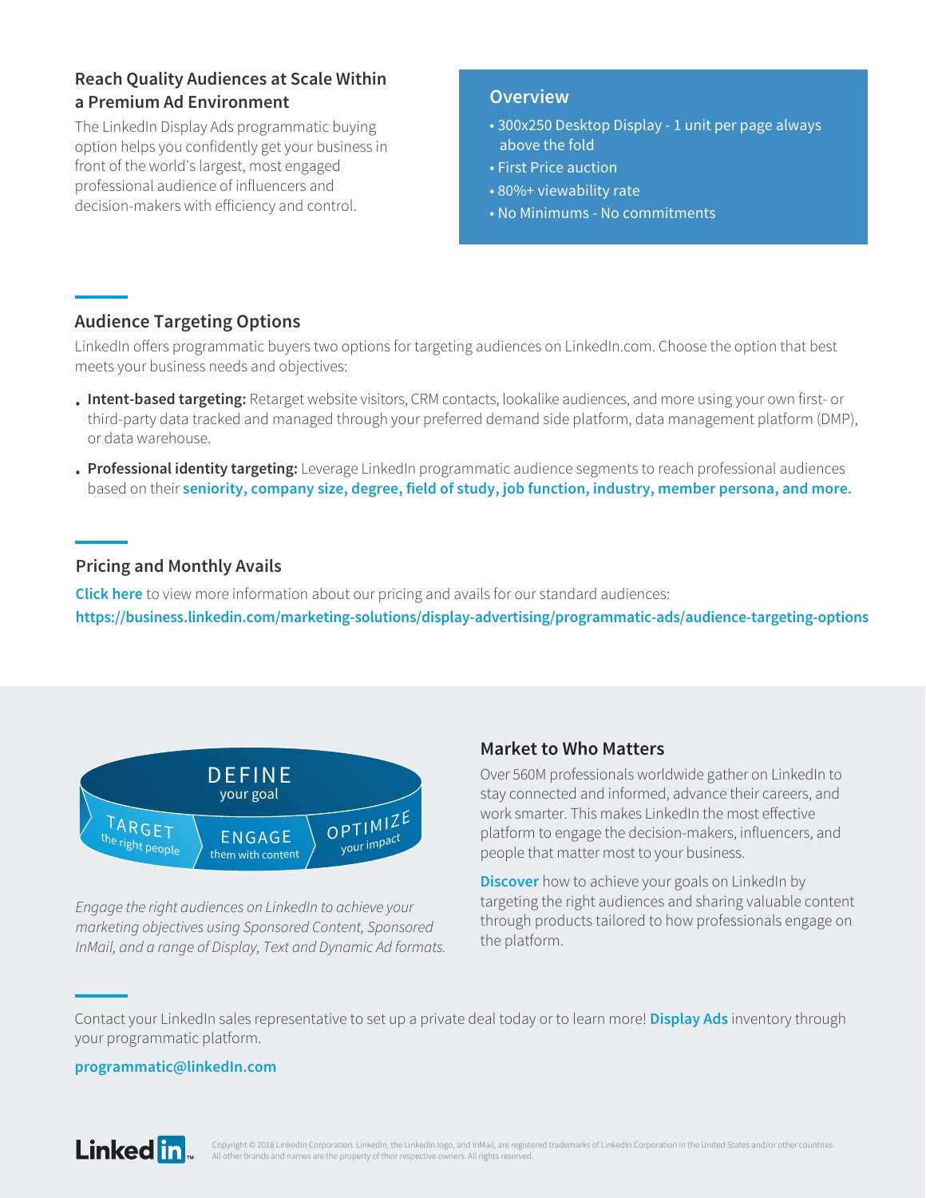## Reach Quality Audiences at Scale Within a Premium Ad Environment

The LinkedIn Display Ads programmatic buying option helps you confidently get your business in front of the world's largest, most engaged professional audience of influencers and decision-makers with efficiency and control.

### Overview

- 300x250 Desktop Display - 1 unit per page always above the fold
- First Price auction
- 80%+ viewability rate
- No Minimums - No commitments

## Audience Targeting Options

LinkedIn offers programmatic buyers two options for targeting audiences on LinkedIn.com. Choose the option that best meets your business needs and objectives:

- **Intent-based targeting:** Retarget website visitors, CRM contacts, lookalike audiences, and more using your own first- or third-party data tracked and managed through your preferred demand side platform, data management platform (DMP), or data warehouse.
- **Professional identity targeting:** Leverage LinkedIn programmatic audience segments to reach professional audiences based on their **seniority, company size, degree, field of study, job function, industry, member persona, and more.**

## Pricing and Monthly Avails

**Click here** to view more information about our pricing and avails for our standard audiences:
**https://business.linkedin.com/marketing-solutions/display-advertising/programmatic-ads/audience-targeting-options**

DEFINE your goal
TARGET the right people
ENGAGE them with content
OPTIMIZE your impact

*Engage the right audiences on LinkedIn to achieve your marketing objectives using Sponsored Content, Sponsored InMail, and a range of Display, Text and Dynamic Ad formats.*

## Market to Who Matters

Over 560M professionals worldwide gather on LinkedIn to stay connected and informed, advance their careers, and work smarter. This makes LinkedIn the most effective platform to engage the decision-makers, influencers, and people that matter most to your business.

**Discover** how to achieve your goals on LinkedIn by targeting the right audiences and sharing valuable content through products tailored to how professionals engage on the platform.

Contact your LinkedIn sales representative to set up a private deal today or to learn more! **Display Ads** inventory through your programmatic platform.

**programmatic@linkedIn.com**

Copyright © 2018 LinkedIn Corporation. LinkedIn, the LinkedIn logo, and InMail, are registered trademarks of LinkedIn Corporation in the United States and/or other countries. All other brands and names are the property of their respective owners. All rights reserved.